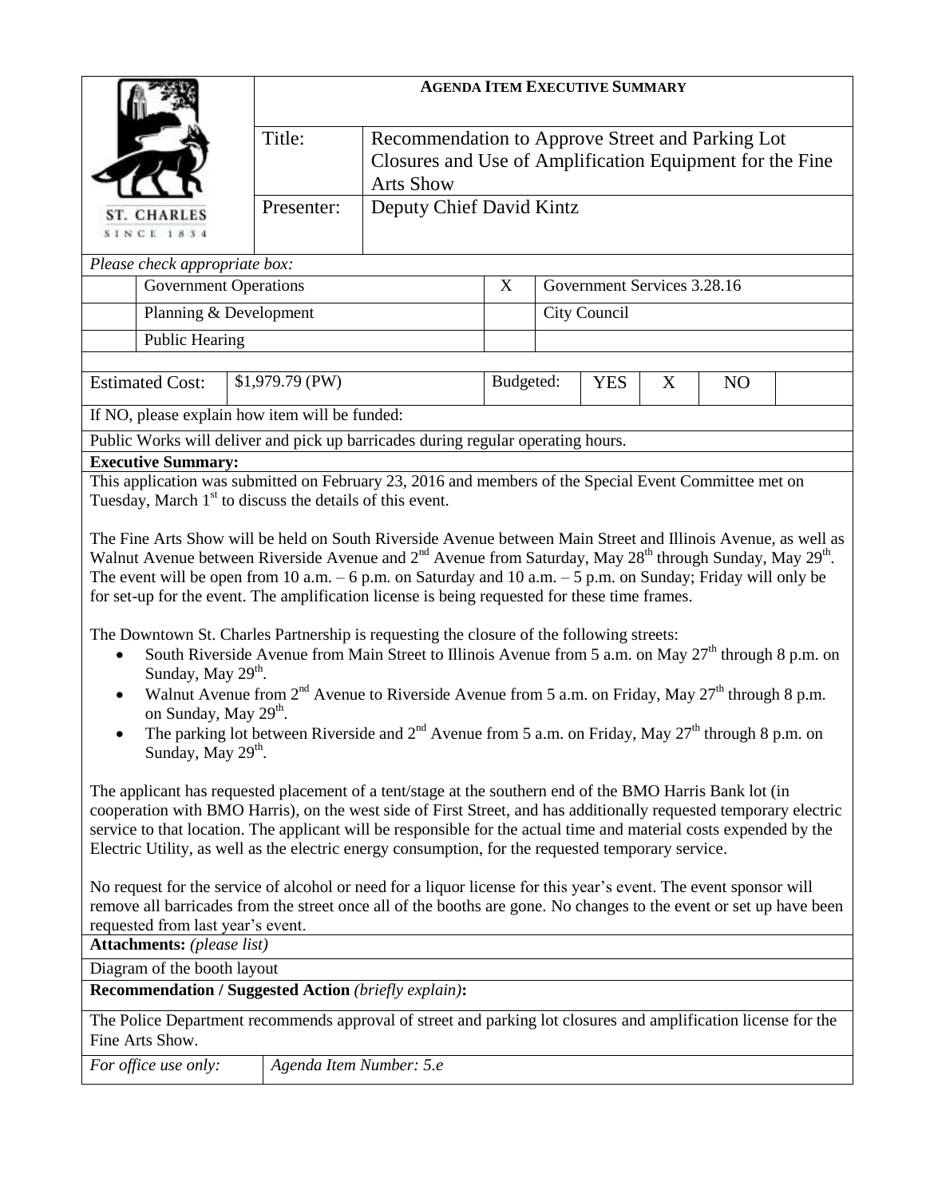## AGENDA ITEM EXECUTIVE SUMMARY

ST. CHARLES
SINCE 1834

| | |
|---|---|
| Title: | Recommendation to Approve Street and Parking Lot Closures and Use of Amplification Equipment for the Fine Arts Show |
| Presenter: | Deputy Chief David Kintz |

*Please check appropriate box:*

| | | | |
|---|---|---|---|
| | Government Operations | X | Government Services 3.28.16 |
| | Planning & Development | | City Council |
| | Public Hearing | | |

| Estimated Cost: | $1,979.79 (PW) | Budgeted: | YES | X | NO | |
|---|---|---|---|---|---|---|

If NO, please explain how item will be funded:

Public Works will deliver and pick up barricades during regular operating hours.

**Executive Summary:**

This application was submitted on February 23, 2016 and members of the Special Event Committee met on Tuesday, March 1st to discuss the details of this event.

The Fine Arts Show will be held on South Riverside Avenue between Main Street and Illinois Avenue, as well as Walnut Avenue between Riverside Avenue and 2nd Avenue from Saturday, May 28th through Sunday, May 29th. The event will be open from 10 a.m. – 6 p.m. on Saturday and 10 a.m. – 5 p.m. on Sunday; Friday will only be for set-up for the event. The amplification license is being requested for these time frames.

The Downtown St. Charles Partnership is requesting the closure of the following streets:

- South Riverside Avenue from Main Street to Illinois Avenue from 5 a.m. on May 27th through 8 p.m. on Sunday, May 29th.
- Walnut Avenue from 2nd Avenue to Riverside Avenue from 5 a.m. on Friday, May 27th through 8 p.m. on Sunday, May 29th.
- The parking lot between Riverside and 2nd Avenue from 5 a.m. on Friday, May 27th through 8 p.m. on Sunday, May 29th.

The applicant has requested placement of a tent/stage at the southern end of the BMO Harris Bank lot (in cooperation with BMO Harris), on the west side of First Street, and has additionally requested temporary electric service to that location. The applicant will be responsible for the actual time and material costs expended by the Electric Utility, as well as the electric energy consumption, for the requested temporary service.

No request for the service of alcohol or need for a liquor license for this year's event. The event sponsor will remove all barricades from the street once all of the booths are gone. No changes to the event or set up have been requested from last year's event.

**Attachments:** *(please list)*

Diagram of the booth layout

**Recommendation / Suggested Action** *(briefly explain)***:**

The Police Department recommends approval of street and parking lot closures and amplification license for the Fine Arts Show.

| *For office use only:* | *Agenda Item Number: 5.e* |
|---|---|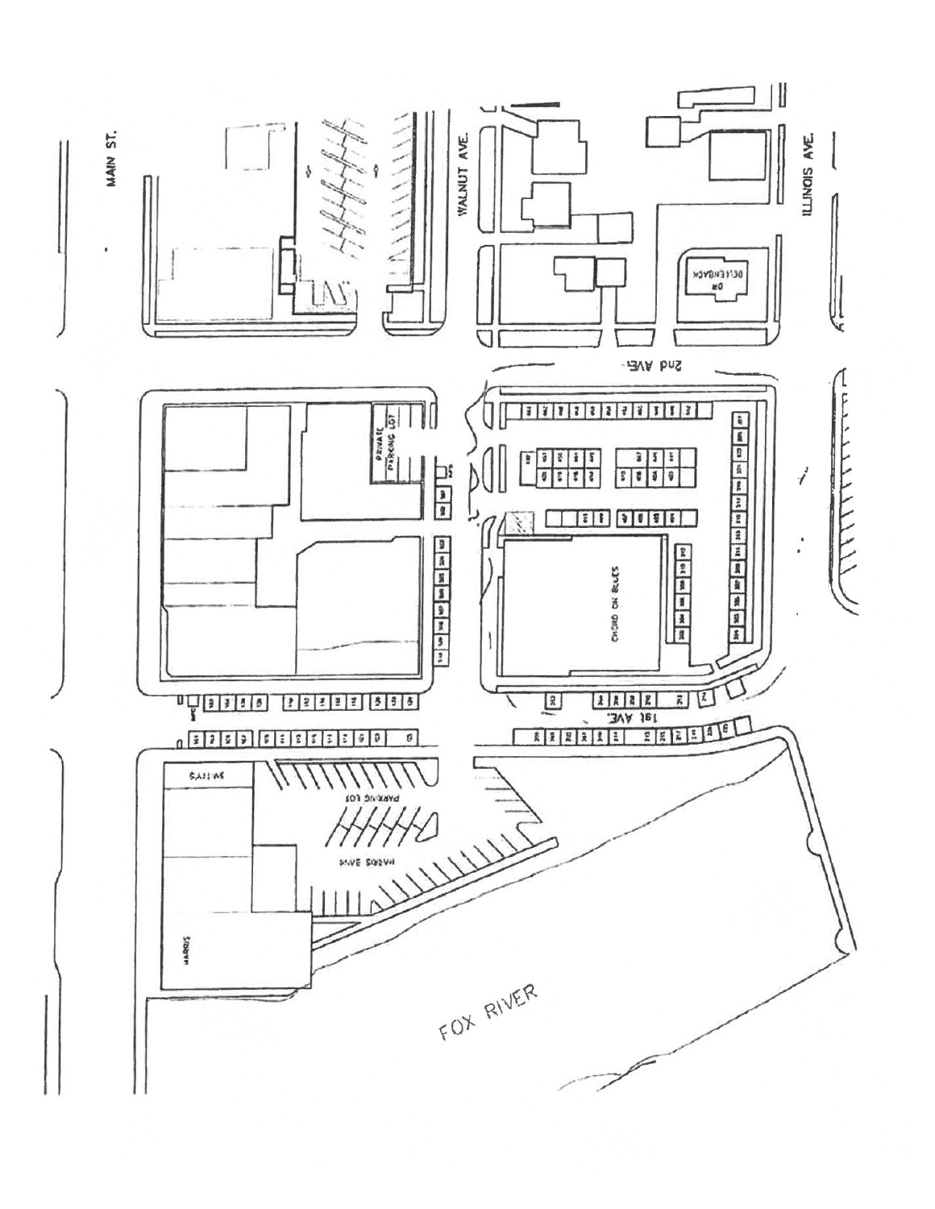MAIN ST.

WALNUT AVE.

ILLINOIS AVE.

2nd AVE.

1st AVE.

PRIVATE PARKING LOT

CHORD ON BLUES

DR DELENBACK

PARKING LOT

SMITTYS

HARRIS

FOX RIVER